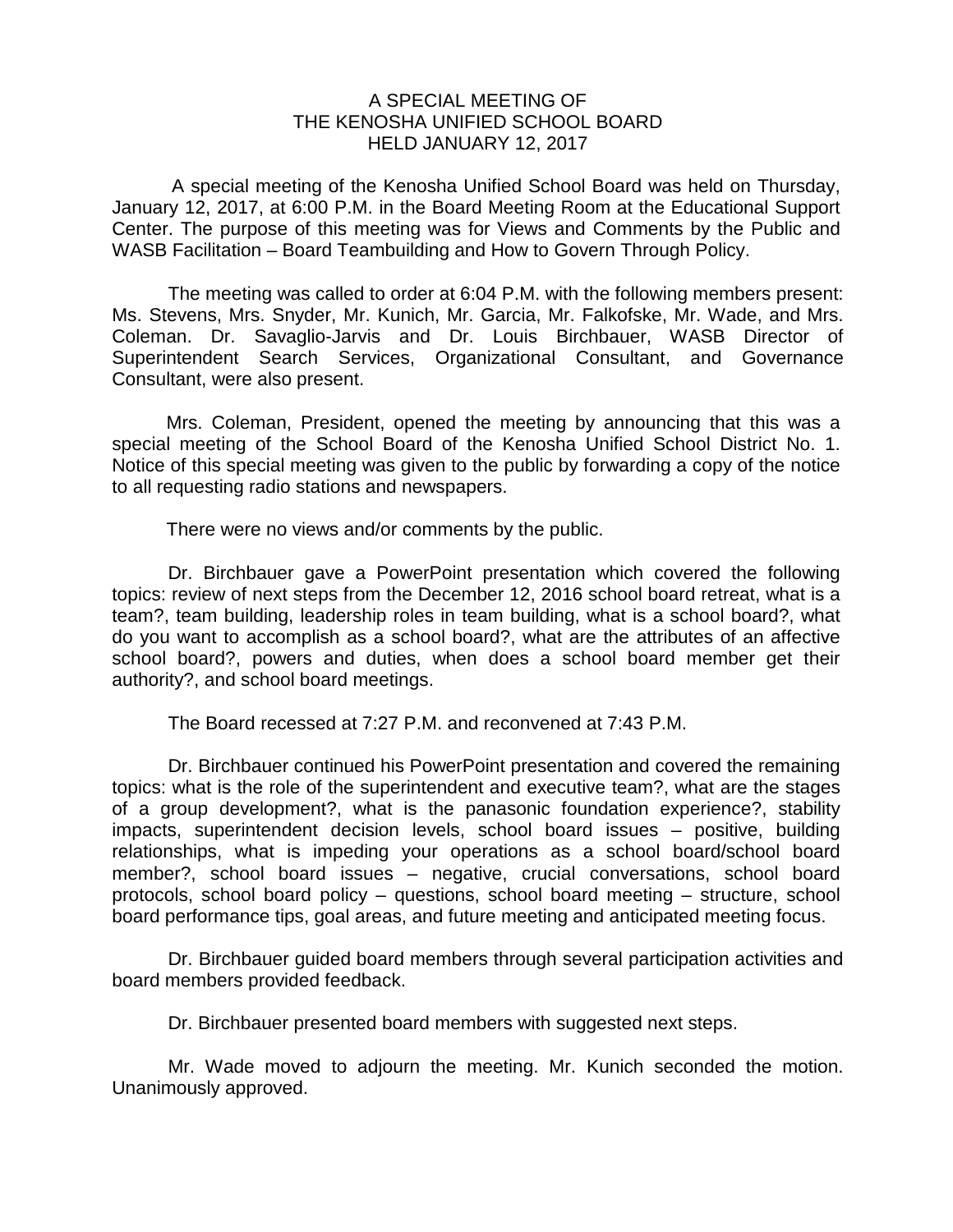# A SPECIAL MEETING OF THE KENOSHA UNIFIED SCHOOL BOARD HELD JANUARY 12, 2017

A special meeting of the Kenosha Unified School Board was held on Thursday, January 12, 2017, at 6:00 P.M. in the Board Meeting Room at the Educational Support Center. The purpose of this meeting was for Views and Comments by the Public and WASB Facilitation – Board Teambuilding and How to Govern Through Policy.

The meeting was called to order at 6:04 P.M. with the following members present: Ms. Stevens, Mrs. Snyder, Mr. Kunich, Mr. Garcia, Mr. Falkofske, Mr. Wade, and Mrs. Coleman. Dr. Savaglio-Jarvis and Dr. Louis Birchbauer, WASB Director of Superintendent Search Services, Organizational Consultant, and Governance Consultant, were also present.

Mrs. Coleman, President, opened the meeting by announcing that this was a special meeting of the School Board of the Kenosha Unified School District No. 1. Notice of this special meeting was given to the public by forwarding a copy of the notice to all requesting radio stations and newspapers.

There were no views and/or comments by the public.

Dr. Birchbauer gave a PowerPoint presentation which covered the following topics: review of next steps from the December 12, 2016 school board retreat, what is a team?, team building, leadership roles in team building, what is a school board?, what do you want to accomplish as a school board?, what are the attributes of an affective school board?, powers and duties, when does a school board member get their authority?, and school board meetings.

The Board recessed at 7:27 P.M. and reconvened at 7:43 P.M.

Dr. Birchbauer continued his PowerPoint presentation and covered the remaining topics: what is the role of the superintendent and executive team?, what are the stages of a group development?, what is the panasonic foundation experience?, stability impacts, superintendent decision levels, school board issues – positive, building relationships, what is impeding your operations as a school board/school board member?, school board issues – negative, crucial conversations, school board protocols, school board policy – questions, school board meeting – structure, school board performance tips, goal areas, and future meeting and anticipated meeting focus.

Dr. Birchbauer guided board members through several participation activities and board members provided feedback.

Dr. Birchbauer presented board members with suggested next steps.

Mr. Wade moved to adjourn the meeting. Mr. Kunich seconded the motion. Unanimously approved.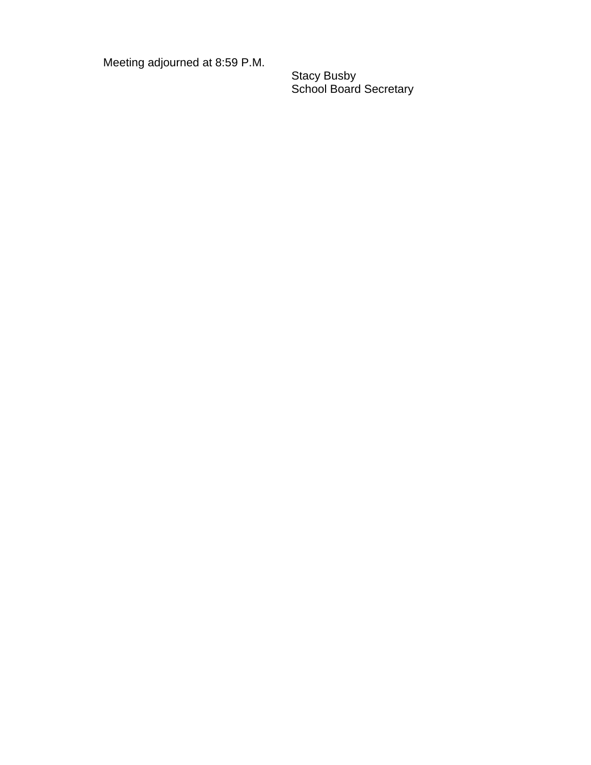Meeting adjourned at 8:59 P.M.

Stacy Busby
School Board Secretary